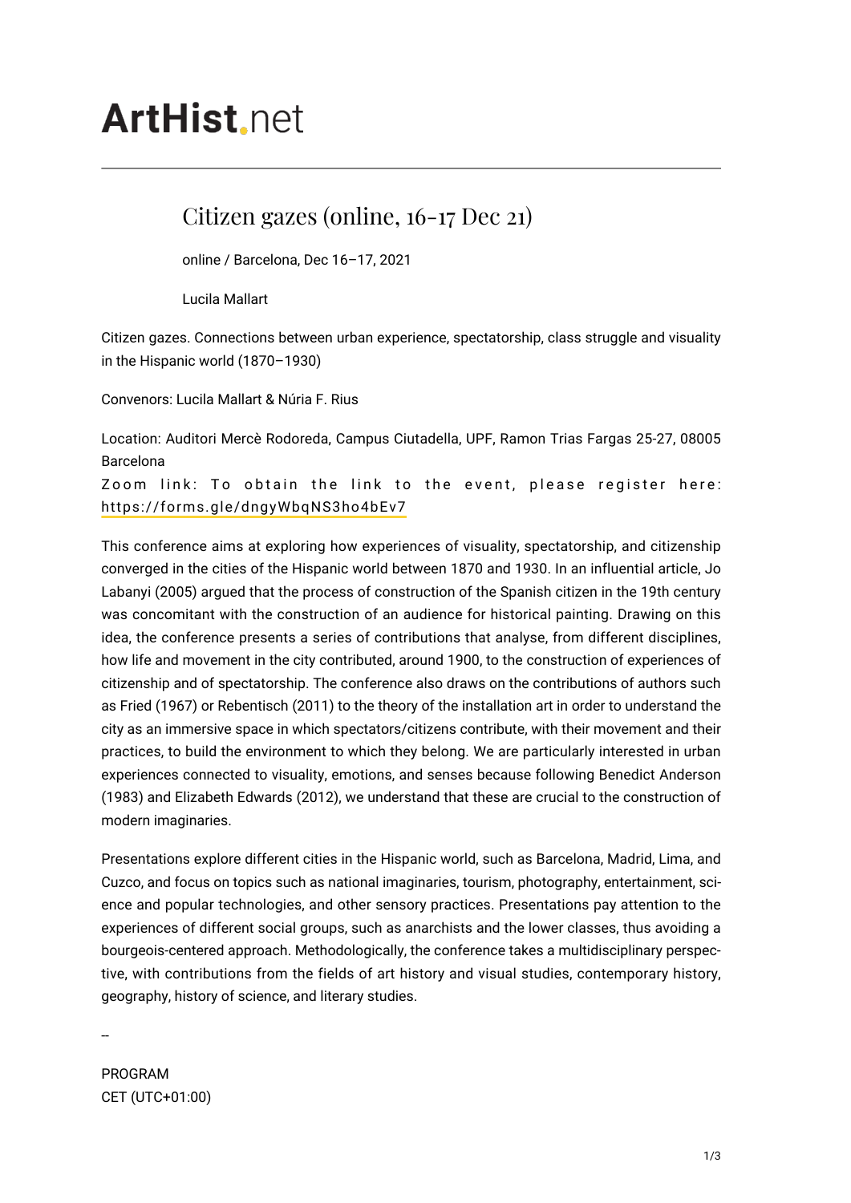# ArtHist.net

## Citizen gazes (online, 16-17 Dec 21)

online / Barcelona, Dec 16–17, 2021

Lucila Mallart

Citizen gazes. Connections between urban experience, spectatorship, class struggle and visuality in the Hispanic world (1870–1930)

Convenors: Lucila Mallart & Núria F. Rius

Location: Auditori Mercè Rodoreda, Campus Ciutadella, UPF, Ramon Trias Fargas 25-27, 08005 Barcelona

Zoom link: To obtain the link to the event, please register here: https://forms.gle/dngyWbqNS3ho4bEv7

This conference aims at exploring how experiences of visuality, spectatorship, and citizenship converged in the cities of the Hispanic world between 1870 and 1930. In an influential article, Jo Labanyi (2005) argued that the process of construction of the Spanish citizen in the 19th century was concomitant with the construction of an audience for historical painting. Drawing on this idea, the conference presents a series of contributions that analyse, from different disciplines, how life and movement in the city contributed, around 1900, to the construction of experiences of citizenship and of spectatorship. The conference also draws on the contributions of authors such as Fried (1967) or Rebentisch (2011) to the theory of the installation art in order to understand the city as an immersive space in which spectators/citizens contribute, with their movement and their practices, to build the environment to which they belong. We are particularly interested in urban experiences connected to visuality, emotions, and senses because following Benedict Anderson (1983) and Elizabeth Edwards (2012), we understand that these are crucial to the construction of modern imaginaries.

Presentations explore different cities in the Hispanic world, such as Barcelona, Madrid, Lima, and Cuzco, and focus on topics such as national imaginaries, tourism, photography, entertainment, science and popular technologies, and other sensory practices. Presentations pay attention to the experiences of different social groups, such as anarchists and the lower classes, thus avoiding a bourgeois-centered approach. Methodologically, the conference takes a multidisciplinary perspective, with contributions from the fields of art history and visual studies, contemporary history, geography, history of science, and literary studies.

--

PROGRAM
CET (UTC+01:00)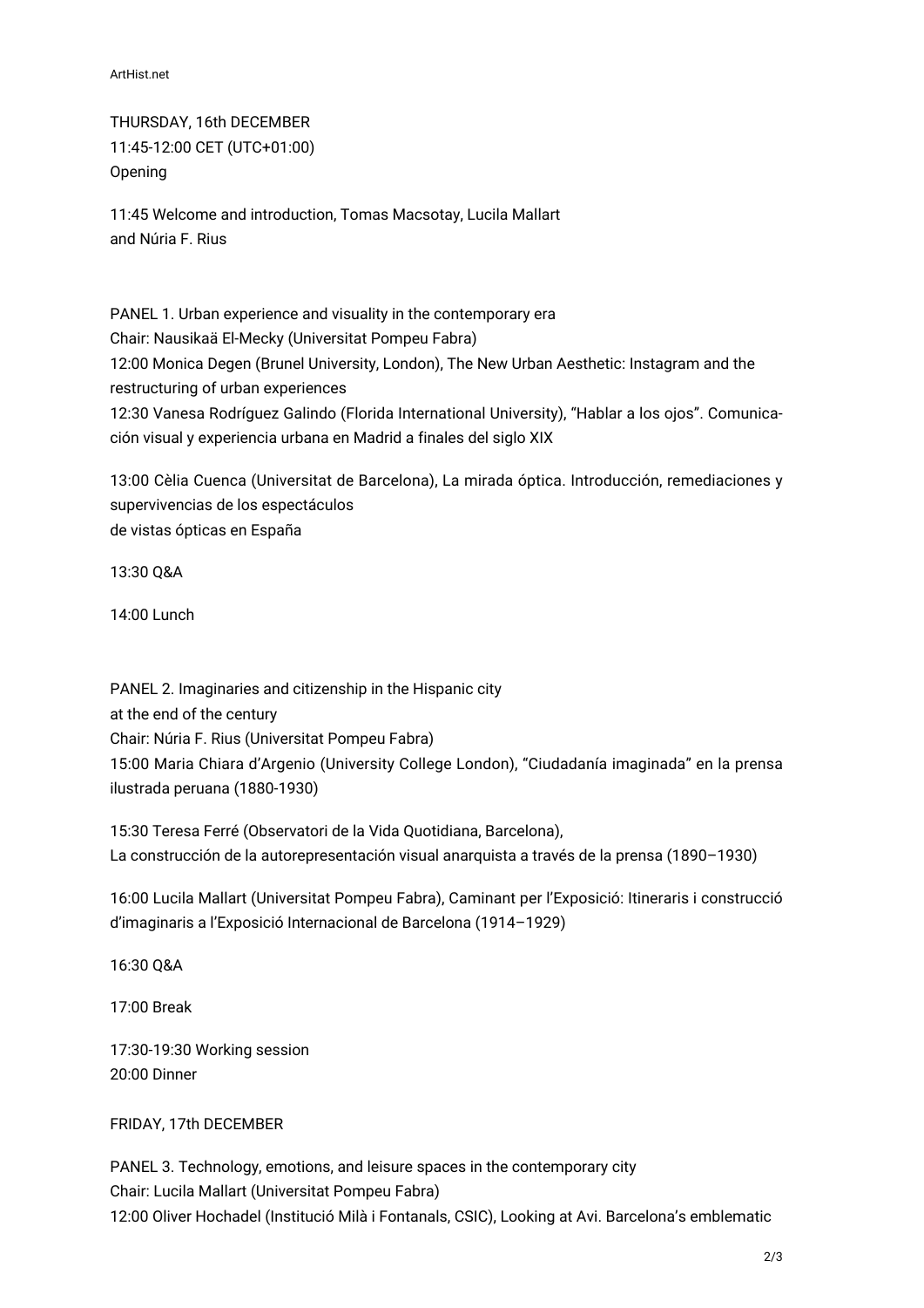THURSDAY, 16th DECEMBER
11:45-12:00 CET (UTC+01:00)
Opening

11:45 Welcome and introduction, Tomas Macsotay, Lucila Mallart and Núria F. Rius

PANEL 1. Urban experience and visuality in the contemporary era
Chair: Nausikaä El-Mecky (Universitat Pompeu Fabra)
12:00 Monica Degen (Brunel University, London), The New Urban Aesthetic: Instagram and the restructuring of urban experiences
12:30 Vanesa Rodríguez Galindo (Florida International University), "Hablar a los ojos". Comunicación visual y experiencia urbana en Madrid a finales del siglo XIX

13:00 Cèlia Cuenca (Universitat de Barcelona), La mirada óptica. Introducción, remediaciones y supervivencias de los espectáculos de vistas ópticas en España

13:30 Q&A

14:00 Lunch

PANEL 2. Imaginaries and citizenship in the Hispanic city at the end of the century
Chair: Núria F. Rius (Universitat Pompeu Fabra)
15:00 Maria Chiara d'Argenio (University College London), "Ciudadanía imaginada" en la prensa ilustrada peruana (1880-1930)

15:30 Teresa Ferré (Observatori de la Vida Quotidiana, Barcelona), La construcción de la autorepresentación visual anarquista a través de la prensa (1890–1930)

16:00 Lucila Mallart (Universitat Pompeu Fabra), Caminant per l'Exposició: Itineraris i construcció d'imaginaris a l'Exposició Internacional de Barcelona (1914–1929)

16:30 Q&A

17:00 Break

17:30-19:30 Working session
20:00 Dinner

FRIDAY, 17th DECEMBER

PANEL 3. Technology, emotions, and leisure spaces in the contemporary city
Chair: Lucila Mallart (Universitat Pompeu Fabra)
12:00 Oliver Hochadel (Institució Milà i Fontanals, CSIC), Looking at Avi. Barcelona's emblematic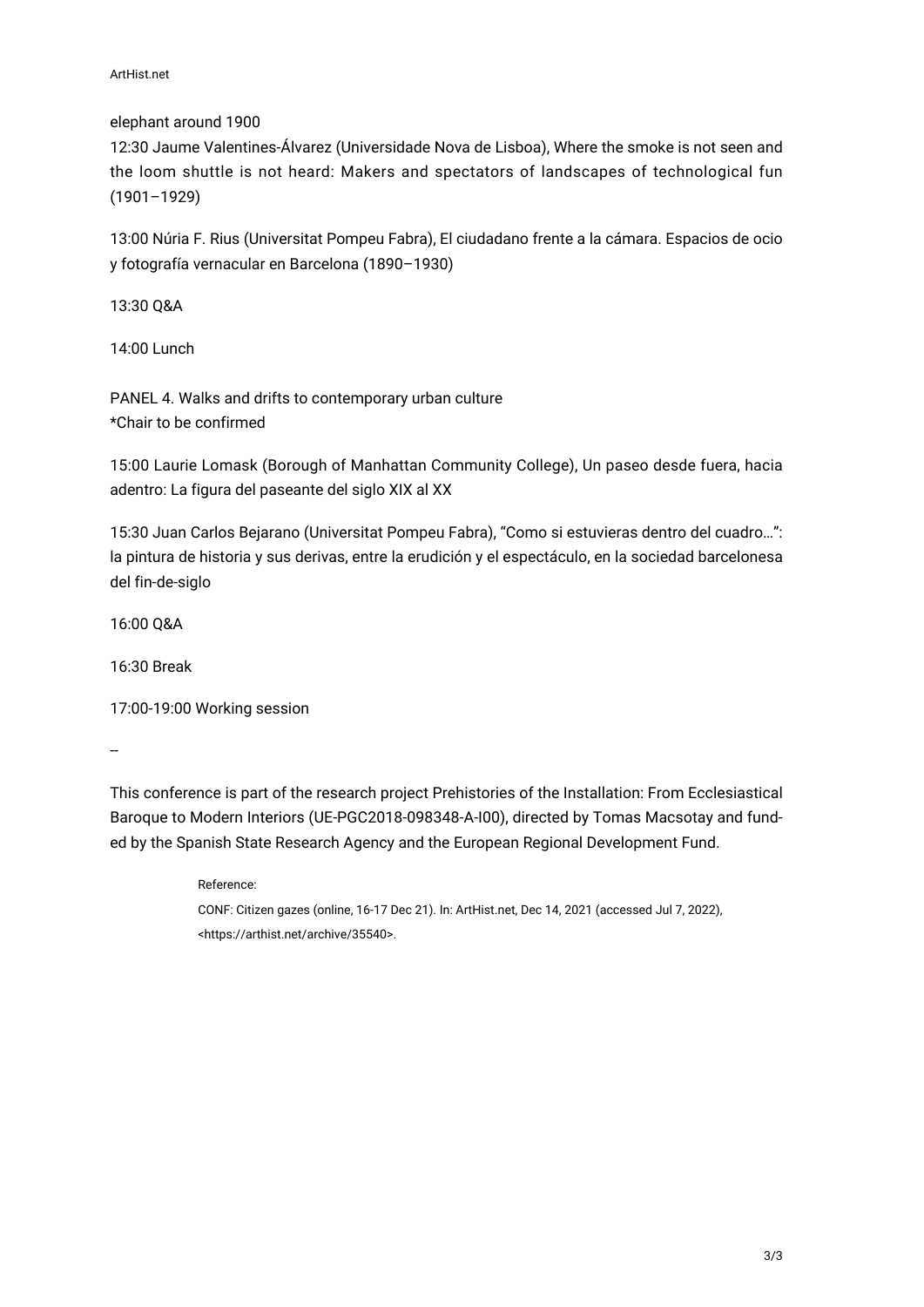elephant around 1900

12:30 Jaume Valentines-Álvarez (Universidade Nova de Lisboa), Where the smoke is not seen and the loom shuttle is not heard: Makers and spectators of landscapes of technological fun (1901–1929)

13:00 Núria F. Rius (Universitat Pompeu Fabra), El ciudadano frente a la cámara. Espacios de ocio y fotografía vernacular en Barcelona (1890–1930)

13:30 Q&A

14:00 Lunch

PANEL 4. Walks and drifts to contemporary urban culture
*Chair to be confirmed

15:00 Laurie Lomask (Borough of Manhattan Community College), Un paseo desde fuera, hacia adentro: La figura del paseante del siglo XIX al XX

15:30 Juan Carlos Bejarano (Universitat Pompeu Fabra), "Como si estuvieras dentro del cuadro…": la pintura de historia y sus derivas, entre la erudición y el espectáculo, en la sociedad barcelonesa del fin-de-siglo

16:00 Q&A

16:30 Break

17:00-19:00 Working session

--

This conference is part of the research project Prehistories of the Installation: From Ecclesiastical Baroque to Modern Interiors (UE-PGC2018-098348-A-I00), directed by Tomas Macsotay and funded by the Spanish State Research Agency and the European Regional Development Fund.

Reference:
CONF: Citizen gazes (online, 16-17 Dec 21). In: ArtHist.net, Dec 14, 2021 (accessed Jul 7, 2022), <https://arthist.net/archive/35540>.